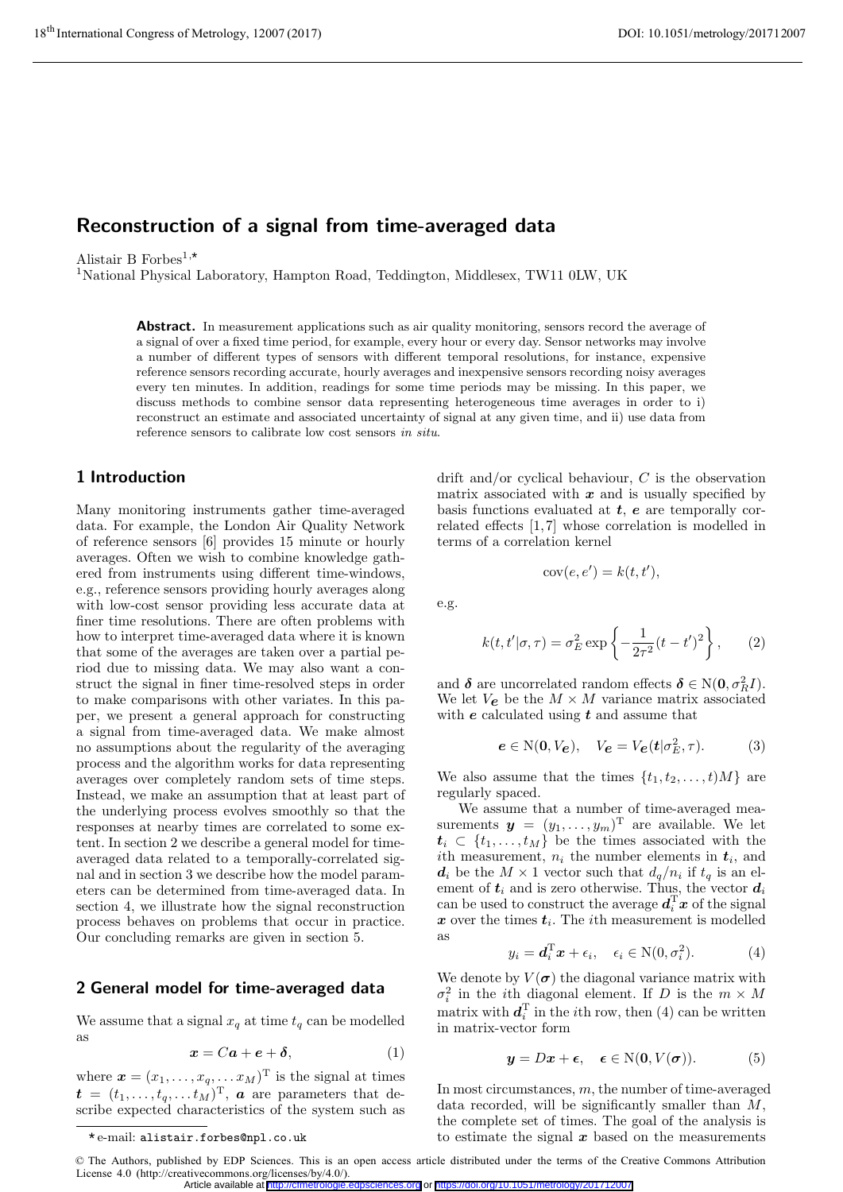# Reconstruction of a signal from time-averaged data

Alistair B Forbes[1,*]

[1]National Physical Laboratory, Hampton Road, Teddington, Middlesex, TW11 0LW, UK

**Abstract.** In measurement applications such as air quality monitoring, sensors record the average of a signal of over a fixed time period, for example, every hour or every day. Sensor networks may involve a number of different types of sensors with different temporal resolutions, for instance, expensive reference sensors recording accurate, hourly averages and inexpensive sensors recording noisy averages every ten minutes. In addition, readings for some time periods may be missing. In this paper, we discuss methods to combine sensor data representing heterogeneous time averages in order to i) reconstruct an estimate and associated uncertainty of signal at any given time, and ii) use data from reference sensors to calibrate low cost sensors *in situ*.

## 1 Introduction

Many monitoring instruments gather time-averaged data. For example, the London Air Quality Network of reference sensors [6] provides 15 minute or hourly averages. Often we wish to combine knowledge gathered from instruments using different time-windows, e.g., reference sensors providing hourly averages along with low-cost sensor providing less accurate data at finer time resolutions. There are often problems with how to interpret time-averaged data where it is known that some of the averages are taken over a partial period due to missing data. We may also want a construct the signal in finer time-resolved steps in order to make comparisons with other variates. In this paper, we present a general approach for constructing a signal from time-averaged data. We make almost no assumptions about the regularity of the averaging process and the algorithm works for data representing averages over completely random sets of time steps. Instead, we make an assumption that at least part of the underlying process evolves smoothly so that the responses at nearby times are correlated to some extent. In section 2 we describe a general model for time-averaged data related to a temporally-correlated signal and in section 3 we describe how the model parameters can be determined from time-averaged data. In section 4, we illustrate how the signal reconstruction process behaves on problems that occur in practice. Our concluding remarks are given in section 5.

## 2 General model for time-averaged data

We assume that a signal $x_q$ at time $t_q$ can be modelled as

$$\boldsymbol{x} = C\boldsymbol{a} + \boldsymbol{e} + \boldsymbol{\delta}, \tag{1}$$

where $\boldsymbol{x} = (x_1, \ldots, x_q, \ldots x_M)^{\mathrm{T}}$ is the signal at times $\boldsymbol{t} = (t_1, \ldots, t_q, \ldots t_M)^{\mathrm{T}}$, $\boldsymbol{a}$ are parameters that describe expected characteristics of the system such as drift and/or cyclical behaviour, $C$ is the observation matrix associated with $\boldsymbol{x}$ and is usually specified by basis functions evaluated at $\boldsymbol{t}$, $\boldsymbol{e}$ are temporally correlated effects [1,7] whose correlation is modelled in terms of a correlation kernel

$$\mathrm{cov}(e, e') = k(t, t'),$$

e.g.

$$k(t, t'|\sigma, \tau) = \sigma_E^2 \exp\left\{-\frac{1}{2\tau^2}(t - t')^2\right\}, \tag{2}$$

and $\boldsymbol{\delta}$ are uncorrelated random effects $\boldsymbol{\delta} \in \mathrm{N}(\boldsymbol{0}, \sigma_R^2 I)$. We let $V_{\boldsymbol{e}}$ be the $M \times M$ variance matrix associated with $\boldsymbol{e}$ calculated using $\boldsymbol{t}$ and assume that

$$\boldsymbol{e} \in \mathrm{N}(\boldsymbol{0}, V_{\boldsymbol{e}}), \quad V_{\boldsymbol{e}} = V_{\boldsymbol{e}}(\boldsymbol{t}|\sigma_E^2, \tau). \tag{3}$$

We also assume that the times $\{t_1, t_2, \ldots, t)M\}$ are regularly spaced.

We assume that a number of time-averaged measurements $\boldsymbol{y} = (y_1, \ldots, y_m)^{\mathrm{T}}$ are available. We let $\boldsymbol{t}_i \subset \{t_1, \ldots, t_M\}$ be the times associated with the $i$th measurement, $n_i$ the number elements in $\boldsymbol{t}_i$, and $\boldsymbol{d}_i$ be the $M \times 1$ vector such that $d_q/n_i$ if $t_q$ is an element of $\boldsymbol{t}_i$ and is zero otherwise. Thus, the vector $\boldsymbol{d}_i$ can be used to construct the average $\boldsymbol{d}_i^{\mathrm{T}}\boldsymbol{x}$ of the signal $\boldsymbol{x}$ over the times $\boldsymbol{t}_i$. The $i$th measurement is modelled as

$$y_i = \boldsymbol{d}_i^{\mathrm{T}}\boldsymbol{x} + \epsilon_i, \quad \epsilon_i \in \mathrm{N}(0, \sigma_i^2). \tag{4}$$

We denote by $V(\boldsymbol{\sigma})$ the diagonal variance matrix with $\sigma_i^2$ in the $i$th diagonal element. If $D$ is the $m \times M$ matrix with $\boldsymbol{d}_i^{\mathrm{T}}$ in the $i$th row, then (4) can be written in matrix-vector form

$$\boldsymbol{y} = D\boldsymbol{x} + \boldsymbol{\epsilon}, \quad \boldsymbol{\epsilon} \in \mathrm{N}(\boldsymbol{0}, V(\boldsymbol{\sigma})). \tag{5}$$

In most circumstances, $m$, the number of time-averaged data recorded, will be significantly smaller than $M$, the complete set of times. The goal of the analysis is to estimate the signal $\boldsymbol{x}$ based on the measurements

---

*e-mail: alistair.forbes@npl.co.uk

© The Authors, published by EDP Sciences. This is an open access article distributed under the terms of the Creative Commons Attribution License 4.0 (http://creativecommons.org/licenses/by/4.0/).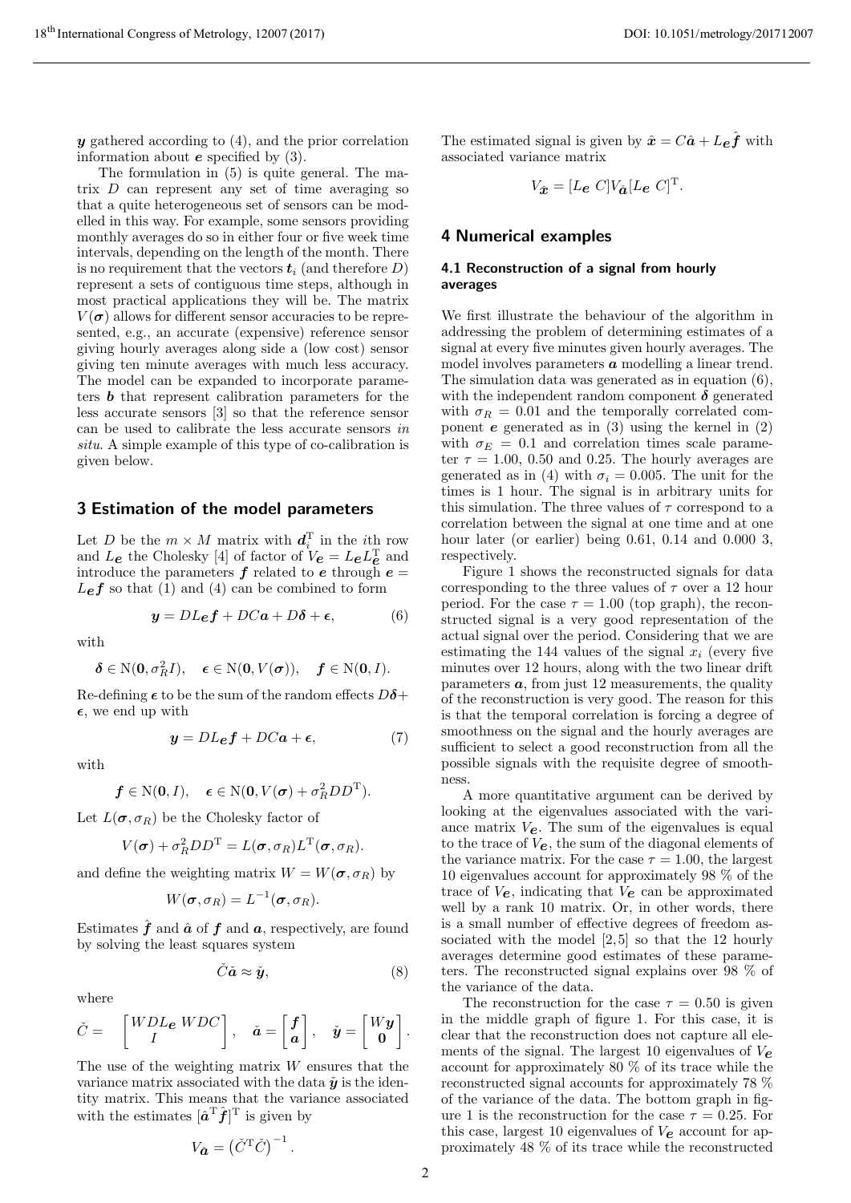$\boldsymbol{y}$ gathered according to (4), and the prior correlation information about $\boldsymbol{e}$ specified by (3).

The formulation in (5) is quite general. The matrix $D$ can represent any set of time averaging so that a quite heterogeneous set of sensors can be modelled in this way. For example, some sensors providing monthly averages do so in either four or five week time intervals, depending on the length of the month. There is no requirement that the vectors $\boldsymbol{t}_i$ (and therefore $D$) represent a sets of contiguous time steps, although in most practical applications they will be. The matrix $V(\boldsymbol{\sigma})$ allows for different sensor accuracies to be represented, e.g., an accurate (expensive) reference sensor giving hourly averages along side a (low cost) sensor giving ten minute averages with much less accuracy. The model can be expanded to incorporate parameters $\boldsymbol{b}$ that represent calibration parameters for the less accurate sensors [3] so that the reference sensor can be used to calibrate the less accurate sensors *in situ*. A simple example of this type of co-calibration is given below.

## 3 Estimation of the model parameters

Let $D$ be the $m \times M$ matrix with $\boldsymbol{d}_i^{\mathrm{T}}$ in the $i$th row and $L_{\boldsymbol{e}}$ the Cholesky [4] of factor of $V_{\boldsymbol{e}} = L_{\boldsymbol{e}} L_{\boldsymbol{e}}^{\mathrm{T}}$ and introduce the parameters $\boldsymbol{f}$ related to $\boldsymbol{e}$ through $\boldsymbol{e} = L_{\boldsymbol{e}}\boldsymbol{f}$ so that (1) and (4) can be combined to form

$$\boldsymbol{y} = DL_{\boldsymbol{e}}\boldsymbol{f} + DC\boldsymbol{a} + D\boldsymbol{\delta} + \boldsymbol{\epsilon}, \tag{6}$$

with

$$\boldsymbol{\delta} \in \mathrm{N}(\boldsymbol{0}, \sigma_R^2 I), \quad \boldsymbol{\epsilon} \in \mathrm{N}(\boldsymbol{0}, V(\boldsymbol{\sigma})), \quad \boldsymbol{f} \in \mathrm{N}(\boldsymbol{0}, I).$$

Re-defining $\boldsymbol{\epsilon}$ to be the sum of the random effects $D\boldsymbol{\delta} + \boldsymbol{\epsilon}$, we end up with

$$\boldsymbol{y} = DL_{\boldsymbol{e}}\boldsymbol{f} + DC\boldsymbol{a} + \boldsymbol{\epsilon}, \tag{7}$$

with

$$\boldsymbol{f} \in \mathrm{N}(\boldsymbol{0}, I), \quad \boldsymbol{\epsilon} \in \mathrm{N}(\boldsymbol{0}, V(\boldsymbol{\sigma}) + \sigma_R^2 DD^{\mathrm{T}}).$$

Let $L(\boldsymbol{\sigma}, \sigma_R)$ be the Cholesky factor of

$$V(\boldsymbol{\sigma}) + \sigma_R^2 DD^{\mathrm{T}} = L(\boldsymbol{\sigma}, \sigma_R) L^{\mathrm{T}}(\boldsymbol{\sigma}, \sigma_R).$$

and define the weighting matrix $W = W(\boldsymbol{\sigma}, \sigma_R)$ by

$$W(\boldsymbol{\sigma}, \sigma_R) = L^{-1}(\boldsymbol{\sigma}, \sigma_R).$$

Estimates $\hat{\boldsymbol{f}}$ and $\hat{\boldsymbol{a}}$ of $\boldsymbol{f}$ and $\boldsymbol{a}$, respectively, are found by solving the least squares system

$$\check{C}\check{\boldsymbol{a}} \approx \check{\boldsymbol{y}}, \tag{8}$$

where

$$\check{C} = \begin{bmatrix} WDL_{\boldsymbol{e}} & WDC \\ I & \end{bmatrix}, \quad \check{\boldsymbol{a}} = \begin{bmatrix} \boldsymbol{f} \\ \boldsymbol{a} \end{bmatrix}, \quad \check{\boldsymbol{y}} = \begin{bmatrix} W\boldsymbol{y} \\ \boldsymbol{0} \end{bmatrix}.$$

The use of the weighting matrix $W$ ensures that the variance matrix associated with the data $\check{\boldsymbol{y}}$ is the identity matrix. This means that the variance associated with the estimates $[\hat{\boldsymbol{a}}^{\mathrm{T}} \hat{\boldsymbol{f}}]^{\mathrm{T}}$ is given by

$$V_{\check{\boldsymbol{a}}} = \left(\check{C}^{\mathrm{T}}\check{C}\right)^{-1}.$$

The estimated signal is given by $\hat{\boldsymbol{x}} = C\hat{\boldsymbol{a}} + L_{\boldsymbol{e}}\hat{\boldsymbol{f}}$ with associated variance matrix

$$V_{\hat{\boldsymbol{x}}} = [L_{\boldsymbol{e}} \; C] V_{\check{\boldsymbol{a}}} [L_{\boldsymbol{e}} \; C]^{\mathrm{T}}.$$

## 4 Numerical examples

### 4.1 Reconstruction of a signal from hourly averages

We first illustrate the behaviour of the algorithm in addressing the problem of determining estimates of a signal at every five minutes given hourly averages. The model involves parameters $\boldsymbol{a}$ modelling a linear trend. The simulation data was generated as in equation (6), with the independent random component $\boldsymbol{\delta}$ generated with $\sigma_R = 0.01$ and the temporally correlated component $\boldsymbol{e}$ generated as in (3) using the kernel in (2) with $\sigma_E = 0.1$ and correlation times scale parameter $\tau = 1.00$, $0.50$ and $0.25$. The hourly averages are generated as in (4) with $\sigma_i = 0.005$. The unit for the times is 1 hour. The signal is in arbitrary units for this simulation. The three values of $\tau$ correspond to a correlation between the signal at one time and at one hour later (or earlier) being 0.61, 0.14 and 0.000 3, respectively.

Figure 1 shows the reconstructed signals for data corresponding to the three values of $\tau$ over a 12 hour period. For the case $\tau = 1.00$ (top graph), the reconstructed signal is a very good representation of the actual signal over the period. Considering that we are estimating the 144 values of the signal $x_i$ (every five minutes over 12 hours, along with the two linear drift parameters $\boldsymbol{a}$, from just 12 measurements, the quality of the reconstruction is very good. The reason for this is that the temporal correlation is forcing a degree of smoothness on the signal and the hourly averages are sufficient to select a good reconstruction from all the possible signals with the requisite degree of smoothness.

A more quantitative argument can be derived by looking at the eigenvalues associated with the variance matrix $V_{\boldsymbol{e}}$. The sum of the eigenvalues is equal to the trace of $V_{\boldsymbol{e}}$, the sum of the diagonal elements of the variance matrix. For the case $\tau = 1.00$, the largest 10 eigenvalues account for approximately 98 % of the trace of $V_{\boldsymbol{e}}$, indicating that $V_{\boldsymbol{e}}$ can be approximated well by a rank 10 matrix. Or, in other words, there is a small number of effective degrees of freedom associated with the model [2,5] so that the 12 hourly averages determine good estimates of these parameters. The reconstructed signal explains over 98 % of the variance of the data.

The reconstruction for the case $\tau = 0.50$ is given in the middle graph of figure 1. For this case, it is clear that the reconstruction does not capture all elements of the signal. The largest 10 eigenvalues of $V_{\boldsymbol{e}}$ account for approximately 80 % of its trace while the reconstructed signal accounts for approximately 78 % of the variance of the data. The bottom graph in figure 1 is the reconstruction for the case $\tau = 0.25$. For this case, largest 10 eigenvalues of $V_{\boldsymbol{e}}$ account for approximately 48 % of its trace while the reconstructed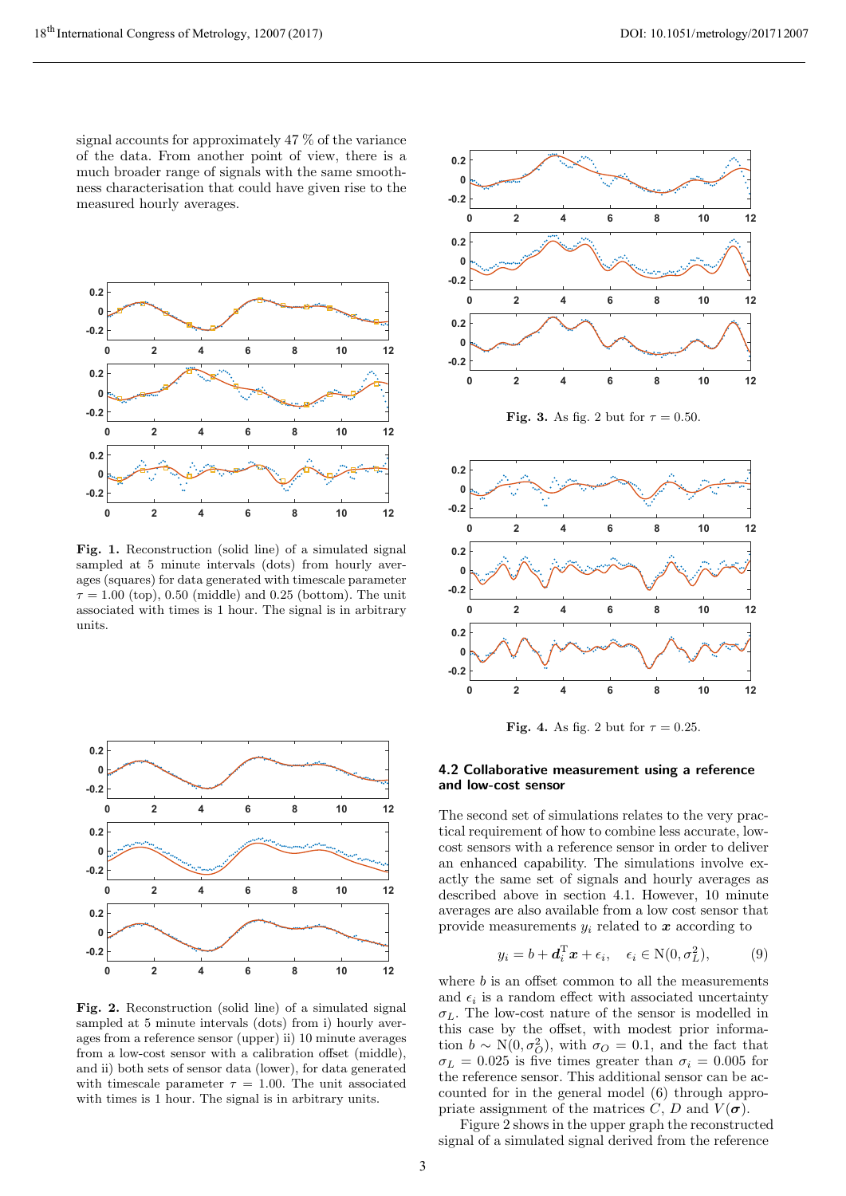signal accounts for approximately 47 % of the variance of the data. From another point of view, there is a much broader range of signals with the same smoothness characterisation that could have given rise to the measured hourly averages.

**Fig. 1.** Reconstruction (solid line) of a simulated signal sampled at 5 minute intervals (dots) from hourly averages (squares) for data generated with timescale parameter $\tau = 1.00$ (top), 0.50 (middle) and 0.25 (bottom). The unit associated with times is 1 hour. The signal is in arbitrary units.

**Fig. 2.** Reconstruction (solid line) of a simulated signal sampled at 5 minute intervals (dots) from i) hourly averages from a reference sensor (upper) ii) 10 minute averages from a low-cost sensor with a calibration offset (middle), and ii) both sets of sensor data (lower), for data generated with timescale parameter $\tau = 1.00$. The unit associated with times is 1 hour. The signal is in arbitrary units.

**Fig. 3.** As fig. 2 but for $\tau = 0.50$.

**Fig. 4.** As fig. 2 but for $\tau = 0.25$.

### 4.2 Collaborative measurement using a reference and low-cost sensor

The second set of simulations relates to the very practical requirement of how to combine less accurate, low-cost sensors with a reference sensor in order to deliver an enhanced capability. The simulations involve exactly the same set of signals and hourly averages as described above in section 4.1. However, 10 minute averages are also available from a low cost sensor that provide measurements $y_i$ related to $\boldsymbol{x}$ according to

$$y_i = b + \boldsymbol{d}_i^{\mathrm{T}} \boldsymbol{x} + \epsilon_i, \quad \epsilon_i \in \mathrm{N}(0, \sigma_L^2), \tag{9}$$

where $b$ is an offset common to all the measurements and $\epsilon_i$ is a random effect with associated uncertainty $\sigma_L$. The low-cost nature of the sensor is modelled in this case by the offset, with modest prior information $b \sim \mathrm{N}(0, \sigma_O^2)$, with $\sigma_O = 0.1$, and the fact that $\sigma_L = 0.025$ is five times greater than $\sigma_i = 0.005$ for the reference sensor. This additional sensor can be accounted for in the general model (6) through appropriate assignment of the matrices $C$, $D$ and $V(\boldsymbol{\sigma})$.

Figure 2 shows in the upper graph the reconstructed signal of a simulated signal derived from the reference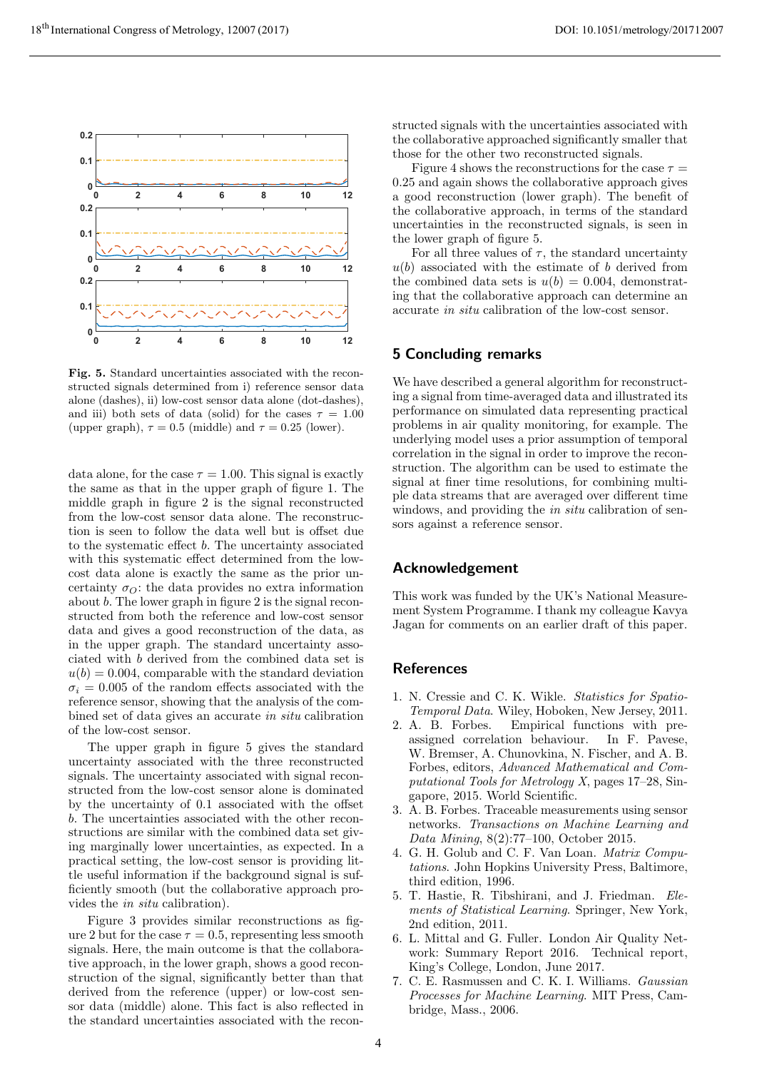0.2
0.1
0
0 2 4 6 8 10 12
0.2
0.1
0
0 2 4 6 8 10 12
0.2
0.1
0
0 2 4 6 8 10 12

**Fig. 5.** Standard uncertainties associated with the reconstructed signals determined from i) reference sensor data alone (dashes), ii) low-cost sensor data alone (dot-dashes), and iii) both sets of data (solid) for the cases $\tau = 1.00$ (upper graph), $\tau = 0.5$ (middle) and $\tau = 0.25$ (lower).

data alone, for the case $\tau = 1.00$. This signal is exactly the same as that in the upper graph of figure 1. The middle graph in figure 2 is the signal reconstructed from the low-cost sensor data alone. The reconstruction is seen to follow the data well but is offset due to the systematic effect $b$. The uncertainty associated with this systematic effect determined from the low-cost data alone is exactly the same as the prior uncertainty $\sigma_O$: the data provides no extra information about $b$. The lower graph in figure 2 is the signal reconstructed from both the reference and low-cost sensor data and gives a good reconstruction of the data, as in the upper graph. The standard uncertainty associated with $b$ derived from the combined data set is $u(b) = 0.004$, comparable with the standard deviation $\sigma_i = 0.005$ of the random effects associated with the reference sensor, showing that the analysis of the combined set of data gives an accurate *in situ* calibration of the low-cost sensor.

The upper graph in figure 5 gives the standard uncertainty associated with the three reconstructed signals. The uncertainty associated with signal reconstructed from the low-cost sensor alone is dominated by the uncertainty of 0.1 associated with the offset $b$. The uncertainties associated with the other reconstructions are similar with the combined data set giving marginally lower uncertainties, as expected. In a practical setting, the low-cost sensor is providing little useful information if the background signal is sufficiently smooth (but the collaborative approach provides the *in situ* calibration).

Figure 3 provides similar reconstructions as figure 2 but for the case $\tau = 0.5$, representing less smooth signals. Here, the main outcome is that the collaborative approach, in the lower graph, shows a good reconstruction of the signal, significantly better than that derived from the reference (upper) or low-cost sensor data (middle) alone. This fact is also reflected in the standard uncertainties associated with the reconstructed signals with the uncertainties associated with the collaborative approached significantly smaller that those for the other two reconstructed signals.

Figure 4 shows the reconstructions for the case $\tau = 0.25$ and again shows the collaborative approach gives a good reconstruction (lower graph). The benefit of the collaborative approach, in terms of the standard uncertainties in the reconstructed signals, is seen in the lower graph of figure 5.

For all three values of $\tau$, the standard uncertainty $u(b)$ associated with the estimate of $b$ derived from the combined data sets is $u(b) = 0.004$, demonstrating that the collaborative approach can determine an accurate *in situ* calibration of the low-cost sensor.

## 5 Concluding remarks

We have described a general algorithm for reconstructing a signal from time-averaged data and illustrated its performance on simulated data representing practical problems in air quality monitoring, for example. The underlying model uses a prior assumption of temporal correlation in the signal in order to improve the reconstruction. The algorithm can be used to estimate the signal at finer time resolutions, for combining multiple data streams that are averaged over different time windows, and providing the *in situ* calibration of sensors against a reference sensor.

## Acknowledgement

This work was funded by the UK's National Measurement System Programme. I thank my colleague Kavya Jagan for comments on an earlier draft of this paper.

## References

1. N. Cressie and C. K. Wikle. *Statistics for Spatio-Temporal Data*. Wiley, Hoboken, New Jersey, 2011.
2. A. B. Forbes. Empirical functions with pre-assigned correlation behaviour. In F. Pavese, W. Bremser, A. Chunovkina, N. Fischer, and A. B. Forbes, editors, *Advanced Mathematical and Computational Tools for Metrology X*, pages 17–28, Singapore, 2015. World Scientific.
3. A. B. Forbes. Traceable measurements using sensor networks. *Transactions on Machine Learning and Data Mining*, 8(2):77–100, October 2015.
4. G. H. Golub and C. F. Van Loan. *Matrix Computations*. John Hopkins University Press, Baltimore, third edition, 1996.
5. T. Hastie, R. Tibshirani, and J. Friedman. *Elements of Statistical Learning*. Springer, New York, 2nd edition, 2011.
6. L. Mittal and G. Fuller. London Air Quality Network: Summary Report 2016. Technical report, King's College, London, June 2017.
7. C. E. Rasmussen and C. K. I. Williams. *Gaussian Processes for Machine Learning*. MIT Press, Cambridge, Mass., 2006.